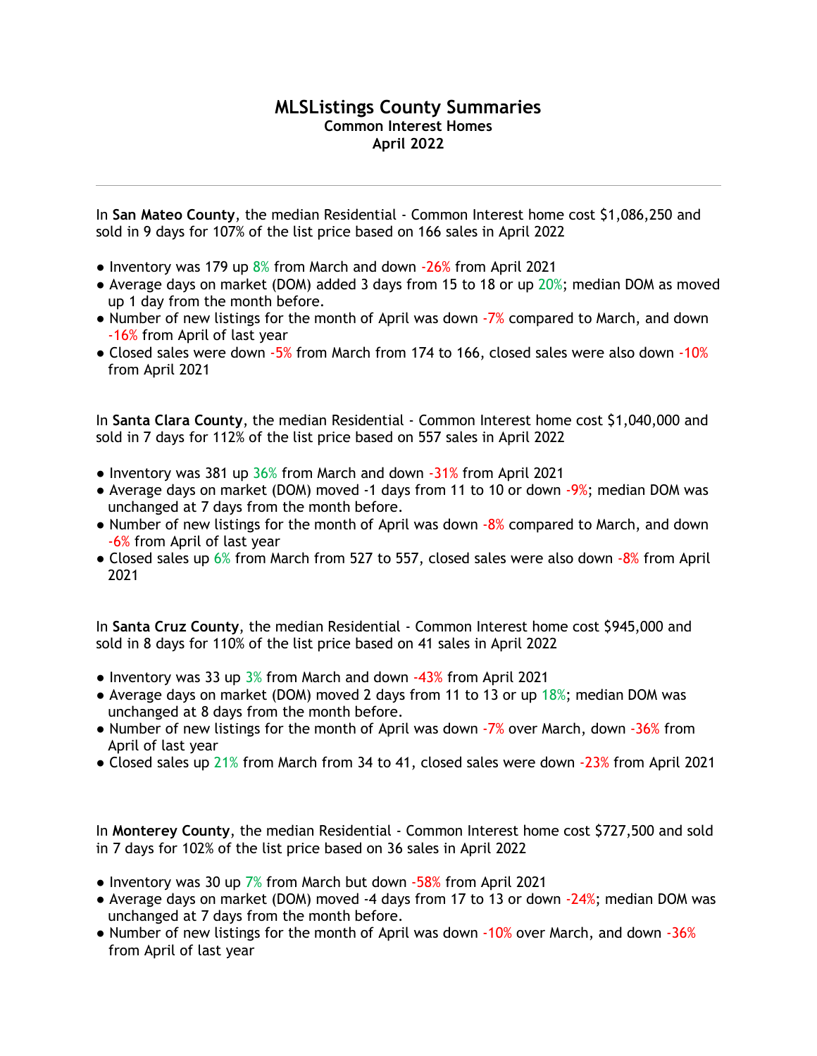# MLSListings County Summaries

**Common Interest Homes**
**April 2022**

---

In **San Mateo County**, the median Residential - Common Interest home cost $1,086,250 and sold in 9 days for 107% of the list price based on 166 sales in April 2022

- Inventory was 179 up 8% from March and down -26% from April 2021
- Average days on market (DOM) added 3 days from 15 to 18 or up 20%; median DOM as moved up 1 day from the month before.
- Number of new listings for the month of April was down -7% compared to March, and down -16% from April of last year
- Closed sales were down -5% from March from 174 to 166, closed sales were also down -10% from April 2021

In **Santa Clara County**, the median Residential - Common Interest home cost $1,040,000 and sold in 7 days for 112% of the list price based on 557 sales in April 2022

- Inventory was 381 up 36% from March and down -31% from April 2021
- Average days on market (DOM) moved -1 days from 11 to 10 or down -9%; median DOM was unchanged at 7 days from the month before.
- Number of new listings for the month of April was down -8% compared to March, and down -6% from April of last year
- Closed sales up 6% from March from 527 to 557, closed sales were also down -8% from April 2021

In **Santa Cruz County**, the median Residential - Common Interest home cost $945,000 and sold in 8 days for 110% of the list price based on 41 sales in April 2022

- Inventory was 33 up 3% from March and down -43% from April 2021
- Average days on market (DOM) moved 2 days from 11 to 13 or up 18%; median DOM was unchanged at 8 days from the month before.
- Number of new listings for the month of April was down -7% over March, down -36% from April of last year
- Closed sales up 21% from March from 34 to 41, closed sales were down -23% from April 2021

In **Monterey County**, the median Residential - Common Interest home cost $727,500 and sold in 7 days for 102% of the list price based on 36 sales in April 2022

- Inventory was 30 up 7% from March but down -58% from April 2021
- Average days on market (DOM) moved -4 days from 17 to 13 or down -24%; median DOM was unchanged at 7 days from the month before.
- Number of new listings for the month of April was down -10% over March, and down -36% from April of last year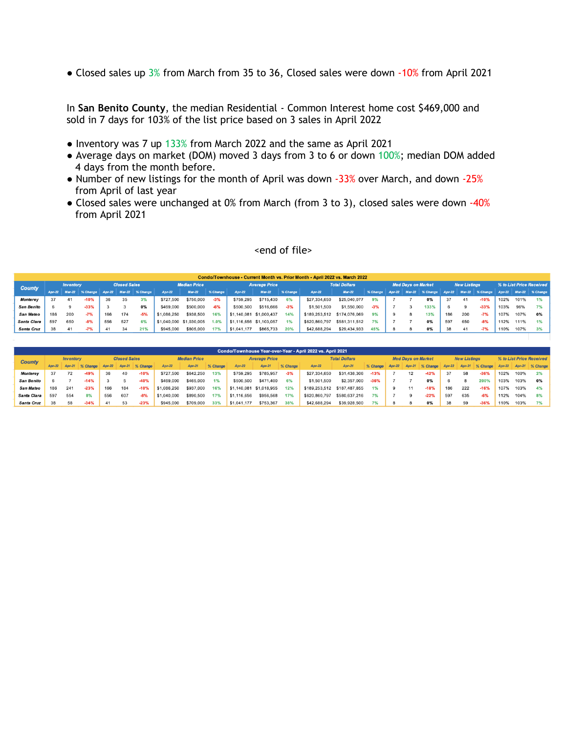- Closed sales up 3% from March from 35 to 36, Closed sales were down -10% from April 2021

In **San Benito County**, the median Residential - Common Interest home cost $469,000 and sold in 7 days for 103% of the list price based on 3 sales in April 2022

- Inventory was 7 up 133% from March 2022 and the same as April 2021
- Average days on market (DOM) moved 3 days from 3 to 6 or down 100%; median DOM added 4 days from the month before.
- Number of new listings for the month of April was down -33% over March, and down -25% from April of last year
- Closed sales were unchanged at 0% from March (from 3 to 3), closed sales were down -40% from April 2021

<end of file>

**Condo/Townhouse - Current Month vs. Prior Month - April 2022 vs. March 2022**

| County | Inventory | | | Closed Sales | | | Median Price | | | Average Price | | | Total Dollars | | | Med Days on Market | | | New Listings | | | % to List Price Received | | |
|---|---|---|---|---|---|---|---|---|---|---|---|---|---|---|---|---|---|---|---|---|---|---|---|---|
| | Apr-22 | Mar-22 | % Change | Apr-22 | Mar-22 | % Change | Apr-22 | Mar-22 | % Change | Apr-22 | Mar-22 | % Change | Apr-22 | Mar-22 | % Change | Apr-22 | Mar-22 | % Change | Apr-22 | Mar-22 | % Change | Apr-22 | Mar-22 | % Change |
| Monterey | 37 | 41 | -10% | 36 | 35 | 3% | $727,500 | $750,000 | -3% | $759,295 | $715,430 | 6% | $27,334,650 | $25,040,077 | 9% | 7 | 7 | 0% | 37 | 41 | -10% | 102% | 101% | 1% |
| San Benito | 6 | 9 | -33% | 3 | 3 | 0% | $469,000 | $500,000 | -6% | $500,500 | $516,666 | -3% | $1,501,500 | $1,550,000 | -3% | 7 | 3 | 133% | 6 | 9 | -33% | 103% | 96% | 7% |
| San Mateo | 186 | 200 | -7% | 166 | 174 | -5% | $1,086,250 | $938,500 | 16% | $1,140,081 | $1,000,437 | 14% | $189,253,512 | $174,076,069 | 9% | 9 | 8 | 13% | 186 | 200 | -7% | 107% | 107% | 0% |
| Santa Clara | 597 | 650 | -8% | 556 | 527 | 6% | $1,040,000 | $1,030,005 | 1.0% | $1,116,656 | $1,103,057 | 1% | $620,860,797 | $581,311,512 | 7% | 7 | 7 | 0% | 597 | 650 | -8% | 112% | 111% | 1% |
| Santa Cruz | 38 | 41 | -7% | 41 | 34 | 21% | $945,000 | $805,000 | 17% | $1,041,177 | $865,733 | 20% | $42,688,294 | $29,434,933 | 45% | 8 | 8 | 0% | 38 | 41 | -7% | 110% | 107% | 3% |

**Condo/Townhouse Year-over-Year - April 2022 vs. April 2021**

| County | Inventory | | | Closed Sales | | | Median Price | | | Average Price | | | Total Dollars | | | Med Days on Market | | | New Listings | | | % to List Price Received | | |
|---|---|---|---|---|---|---|---|---|---|---|---|---|---|---|---|---|---|---|---|---|---|---|---|---|
| | Apr-22 | Apr-21 | % Change | Apr-22 | Apr-21 | % Change | Apr-22 | Apr-21 | % Change | Apr-22 | Apr-21 | % Change | Apr-22 | Apr-21 | % Change | Apr-22 | Apr-21 | % Change | Apr-22 | Apr-21 | % Change | Apr-22 | Apr-21 | % Change |
| Monterey | 37 | 72 | -49% | 36 | 40 | -10% | $727,500 | $642,250 | 13% | $759,295 | $785,957 | -3% | $27,334,650 | $31,438,306 | -13% | 7 | 12 | -42% | 37 | 58 | -36% | 102% | 100% | 2% |
| San Benito | 6 | 7 | -14% | 3 | 5 | -40% | $469,000 | $465,000 | 1% | $500,500 | $471,400 | 6% | $1,501,500 | $2,357,000 | -36% | 7 | 7 | 0% | 6 | 8 | 200% | 103% | 103% | 0% |
| San Mateo | 186 | 241 | -23% | 166 | 184 | -10% | $1,086,250 | $937,000 | 16% | $1,140,081 | $1,018,955 | 12% | $189,253,512 | $187,487,855 | 1% | 9 | 11 | -18% | 186 | 222 | -16% | 107% | 103% | 4% |
| Santa Clara | 597 | 554 | 8% | 556 | 607 | -8% | $1,040,000 | $890,500 | 17% | $1,116,656 | $956,568 | 17% | $620,860,797 | $580,637,216 | 7% | 7 | 9 | -22% | 597 | 635 | -6% | 112% | 104% | 8% |
| Santa Cruz | 38 | 58 | -34% | 41 | 53 | -23% | $945,000 | $709,000 | 33% | $1,041,177 | $753,367 | 38% | $42,688,294 | $39,928,500 | 7% | 8 | 8 | 0% | 38 | 59 | -36% | 110% | 103% | 7% |